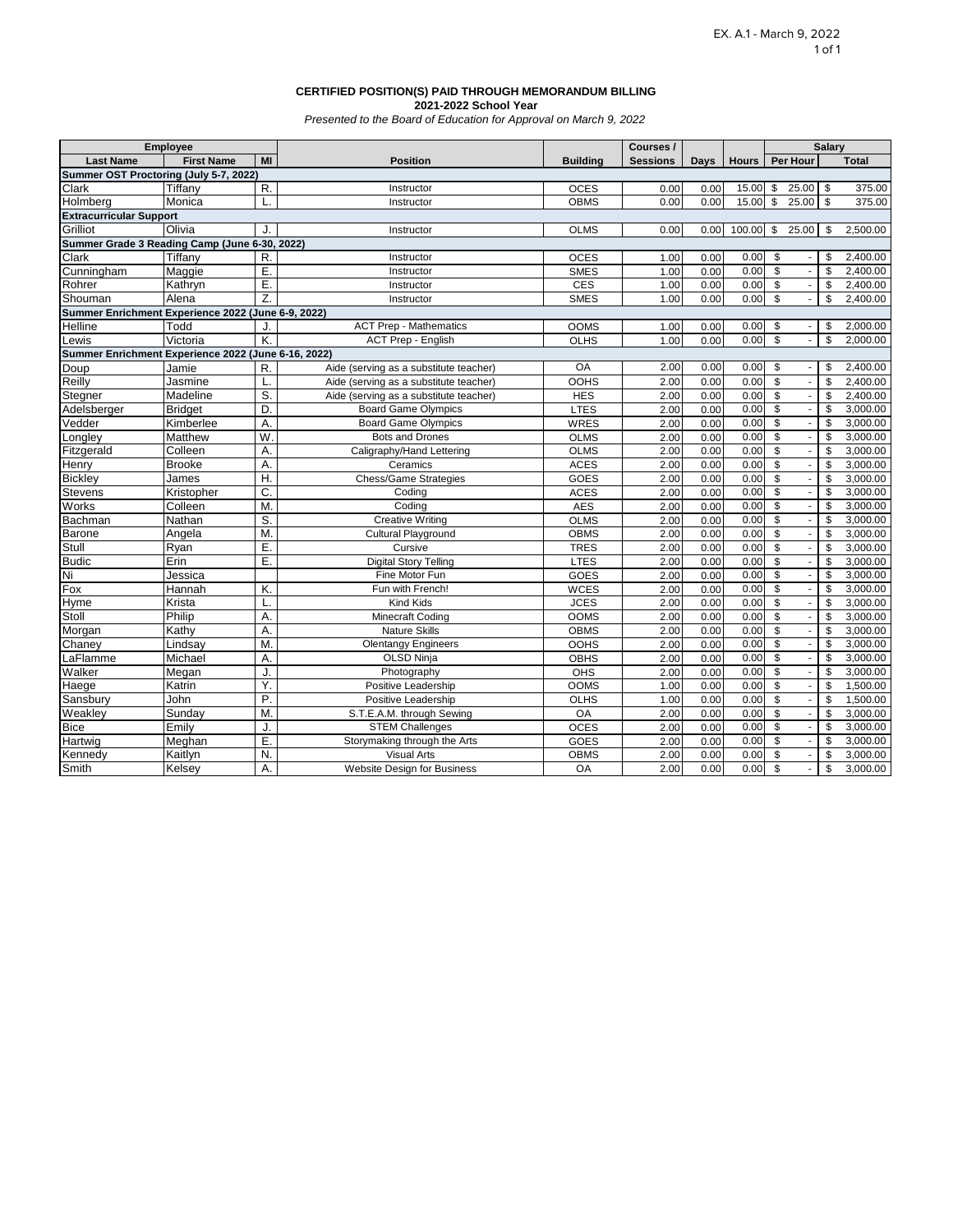EX. A.1 - March 9, 2022

**CERTIFIED POSITION(S) PAID THROUGH MEMORANDUM BILLING**
**2021-2022 School Year**
*Presented to the Board of Education for Approval on March 9, 2022*

| Employee | | | | | Courses / | | | Salary | |
|---|---|---|---|---|---|---|---|---|---|
| **Last Name** | **First Name** | **MI** | **Position** | **Building** | **Sessions** | **Days** | **Hours** | **Per Hour** | **Total** |
| **Summer OST Proctoring (July 5-7, 2022)** | | | | | | | | | |
| Clark | Tiffany | R. | Instructor | OCES | 0.00 | 0.00 | 15.00 | $ 25.00 | $ 375.00 |
| Holmberg | Monica | L. | Instructor | OBMS | 0.00 | 0.00 | 15.00 | $ 25.00 | $ 375.00 |
| **Extracurricular Support** | | | | | | | | | |
| Grilliot | Olivia | J. | Instructor | OLMS | 0.00 | 0.00 | 100.00 | $ 25.00 | $ 2,500.00 |
| **Summer Grade 3 Reading Camp (June 6-30, 2022)** | | | | | | | | | |
| Clark | Tiffany | R. | Instructor | OCES | 1.00 | 0.00 | 0.00 | $ - | $ 2,400.00 |
| Cunningham | Maggie | E. | Instructor | SMES | 1.00 | 0.00 | 0.00 | $ - | $ 2,400.00 |
| Rohrer | Kathryn | E. | Instructor | CES | 1.00 | 0.00 | 0.00 | $ - | $ 2,400.00 |
| Shouman | Alena | Z. | Instructor | SMES | 1.00 | 0.00 | 0.00 | $ - | $ 2,400.00 |
| **Summer Enrichment Experience 2022 (June 6-9, 2022)** | | | | | | | | | |
| Helline | Todd | J. | ACT Prep - Mathematics | OOMS | 1.00 | 0.00 | 0.00 | $ - | $ 2,000.00 |
| Lewis | Victoria | K. | ACT Prep - English | OLHS | 1.00 | 0.00 | 0.00 | $ - | $ 2,000.00 |
| **Summer Enrichment Experience 2022 (June 6-16, 2022)** | | | | | | | | | |
| Doup | Jamie | R. | Aide (serving as a substitute teacher) | OA | 2.00 | 0.00 | 0.00 | $ - | $ 2,400.00 |
| Reilly | Jasmine | L. | Aide (serving as a substitute teacher) | OOHS | 2.00 | 0.00 | 0.00 | $ - | $ 2,400.00 |
| Stegner | Madeline | S. | Aide (serving as a substitute teacher) | HES | 2.00 | 0.00 | 0.00 | $ - | $ 2,400.00 |
| Adelsberger | Bridget | D. | Board Game Olympics | LTES | 2.00 | 0.00 | 0.00 | $ - | $ 3,000.00 |
| Vedder | Kimberlee | A. | Board Game Olympics | WRES | 2.00 | 0.00 | 0.00 | $ - | $ 3,000.00 |
| Longley | Matthew | W. | Bots and Drones | OLMS | 2.00 | 0.00 | 0.00 | $ - | $ 3,000.00 |
| Fitzgerald | Colleen | A. | Caligraphy/Hand Lettering | OLMS | 2.00 | 0.00 | 0.00 | $ - | $ 3,000.00 |
| Henry | Brooke | A. | Ceramics | ACES | 2.00 | 0.00 | 0.00 | $ - | $ 3,000.00 |
| Bickley | James | H. | Chess/Game Strategies | GOES | 2.00 | 0.00 | 0.00 | $ - | $ 3,000.00 |
| Stevens | Kristopher | C. | Coding | ACES | 2.00 | 0.00 | 0.00 | $ - | $ 3,000.00 |
| Works | Colleen | M. | Coding | AES | 2.00 | 0.00 | 0.00 | $ - | $ 3,000.00 |
| Bachman | Nathan | S. | Creative Writing | OLMS | 2.00 | 0.00 | 0.00 | $ - | $ 3,000.00 |
| Barone | Angela | M. | Cultural Playground | OBMS | 2.00 | 0.00 | 0.00 | $ - | $ 3,000.00 |
| Stull | Ryan | E. | Cursive | TRES | 2.00 | 0.00 | 0.00 | $ - | $ 3,000.00 |
| Budic | Erin | E. | Digital Story Telling | LTES | 2.00 | 0.00 | 0.00 | $ - | $ 3,000.00 |
| Ni | Jessica | | Fine Motor Fun | GOES | 2.00 | 0.00 | 0.00 | $ - | $ 3,000.00 |
| Fox | Hannah | K. | Fun with French! | WCES | 2.00 | 0.00 | 0.00 | $ - | $ 3,000.00 |
| Hyme | Krista | L. | Kind Kids | JCES | 2.00 | 0.00 | 0.00 | $ - | $ 3,000.00 |
| Stoll | Philip | A. | Minecraft Coding | OOMS | 2.00 | 0.00 | 0.00 | $ - | $ 3,000.00 |
| Morgan | Kathy | A. | Nature Skills | OBMS | 2.00 | 0.00 | 0.00 | $ - | $ 3,000.00 |
| Chaney | Lindsay | M. | Olentangy Engineers | OOHS | 2.00 | 0.00 | 0.00 | $ - | $ 3,000.00 |
| LaFlamme | Michael | A. | OLSD Ninja | OBHS | 2.00 | 0.00 | 0.00 | $ - | $ 3,000.00 |
| Walker | Megan | J. | Photography | OHS | 2.00 | 0.00 | 0.00 | $ - | $ 3,000.00 |
| Haege | Katrin | Y. | Positive Leadership | OOMS | 1.00 | 0.00 | 0.00 | $ - | $ 1,500.00 |
| Sansbury | John | P. | Positive Leadership | OLHS | 1.00 | 0.00 | 0.00 | $ - | $ 1,500.00 |
| Weakley | Sunday | M. | S.T.E.A.M. through Sewing | OA | 2.00 | 0.00 | 0.00 | $ - | $ 3,000.00 |
| Bice | Emily | J. | STEM Challenges | OCES | 2.00 | 0.00 | 0.00 | $ - | $ 3,000.00 |
| Hartwig | Meghan | E. | Storymaking through the Arts | GOES | 2.00 | 0.00 | 0.00 | $ - | $ 3,000.00 |
| Kennedy | Kaitlyn | N. | Visual Arts | OBMS | 2.00 | 0.00 | 0.00 | $ - | $ 3,000.00 |
| Smith | Kelsey | A. | Website Design for Business | OA | 2.00 | 0.00 | 0.00 | $ - | $ 3,000.00 |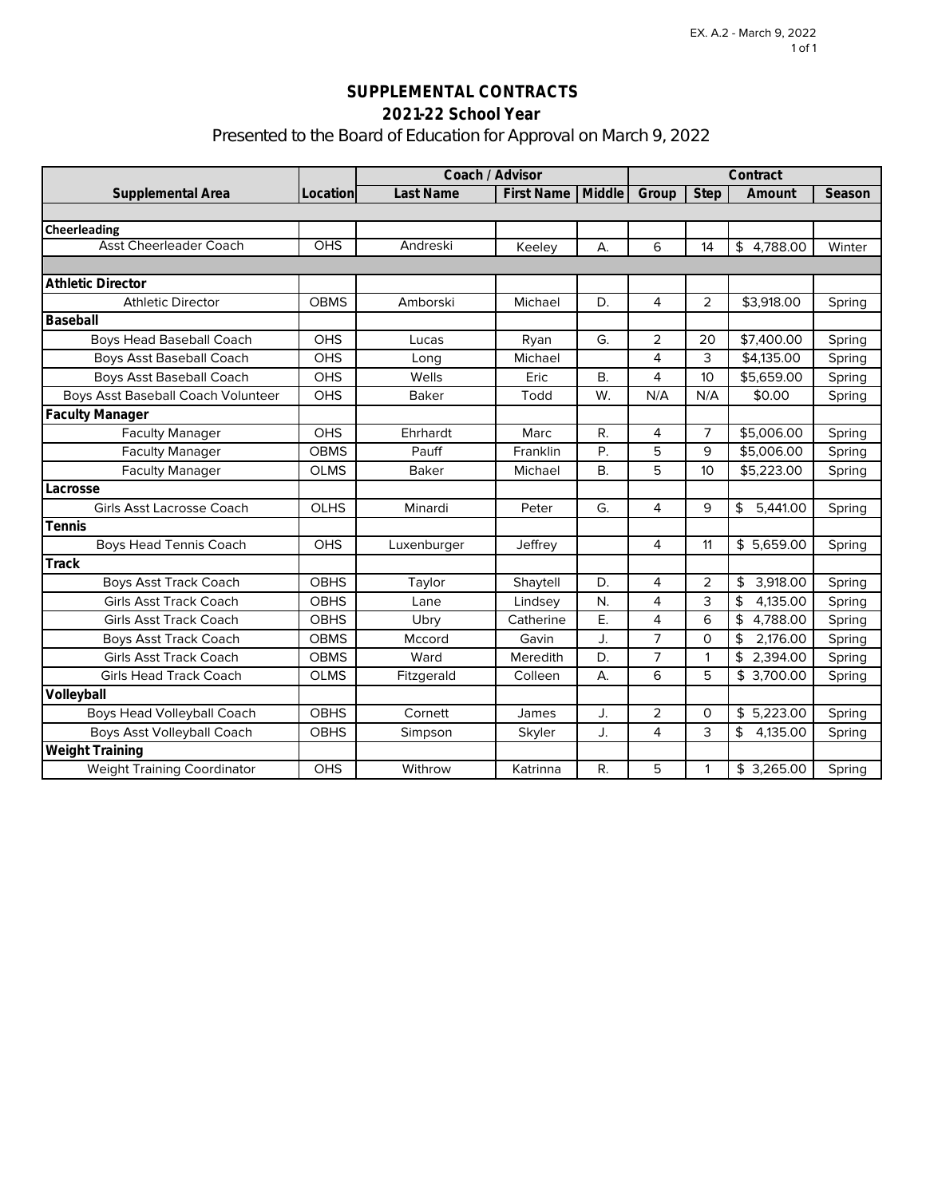EX. A.2 - March 9, 2022

## SUPPLEMENTAL CONTRACTS
## 2021-22 School Year

Presented to the Board of Education for Approval on March 9, 2022

| | | Coach / Advisor | | | Contract | | | |
|---|---|---|---|---|---|---|---|---|
| **Supplemental Area** | **Location** | **Last Name** | **First Name** | **Middle** | **Group** | **Step** | **Amount** | **Season** |
| | | | | | | | | |
| **Cheerleading** | | | | | | | | |
| Asst Cheerleader Coach | OHS | Andreski | Keeley | A. | 6 | 14 | $ 4,788.00 | Winter |
| | | | | | | | | |
| **Athletic Director** | | | | | | | | |
| Athletic Director | OBMS | Amborski | Michael | D. | 4 | 2 | $3,918.00 | Spring |
| **Baseball** | | | | | | | | |
| Boys Head Baseball Coach | OHS | Lucas | Ryan | G. | 2 | 20 | $7,400.00 | Spring |
| Boys Asst Baseball Coach | OHS | Long | Michael | | 4 | 3 | $4,135.00 | Spring |
| Boys Asst Baseball Coach | OHS | Wells | Eric | B. | 4 | 10 | $5,659.00 | Spring |
| Boys Asst Baseball Coach Volunteer | OHS | Baker | Todd | W. | N/A | N/A | $0.00 | Spring |
| **Faculty Manager** | | | | | | | | |
| Faculty Manager | OHS | Ehrhardt | Marc | R. | 4 | 7 | $5,006.00 | Spring |
| Faculty Manager | OBMS | Pauff | Franklin | P. | 5 | 9 | $5,006.00 | Spring |
| Faculty Manager | OLMS | Baker | Michael | B. | 5 | 10 | $5,223.00 | Spring |
| **Lacrosse** | | | | | | | | |
| Girls Asst Lacrosse Coach | OLHS | Minardi | Peter | G. | 4 | 9 | $ 5,441.00 | Spring |
| **Tennis** | | | | | | | | |
| Boys Head Tennis Coach | OHS | Luxenburger | Jeffrey | | 4 | 11 | $ 5,659.00 | Spring |
| **Track** | | | | | | | | |
| Boys Asst Track Coach | OBHS | Taylor | Shaytell | D. | 4 | 2 | $ 3,918.00 | Spring |
| Girls Asst Track Coach | OBHS | Lane | Lindsey | N. | 4 | 3 | $ 4,135.00 | Spring |
| Girls Asst Track Coach | OBHS | Ubry | Catherine | E. | 4 | 6 | $ 4,788.00 | Spring |
| Boys Asst Track Coach | OBMS | Mccord | Gavin | J. | 7 | 0 | $ 2,176.00 | Spring |
| Girls Asst Track Coach | OBMS | Ward | Meredith | D. | 7 | 1 | $ 2,394.00 | Spring |
| Girls Head Track Coach | OLMS | Fitzgerald | Colleen | A. | 6 | 5 | $ 3,700.00 | Spring |
| **Volleyball** | | | | | | | | |
| Boys Head Volleyball Coach | OBHS | Cornett | James | J. | 2 | 0 | $ 5,223.00 | Spring |
| Boys Asst Volleyball Coach | OBHS | Simpson | Skyler | J. | 4 | 3 | $ 4,135.00 | Spring |
| **Weight Training** | | | | | | | | |
| Weight Training Coordinator | OHS | Withrow | Katrinna | R. | 5 | 1 | $ 3,265.00 | Spring |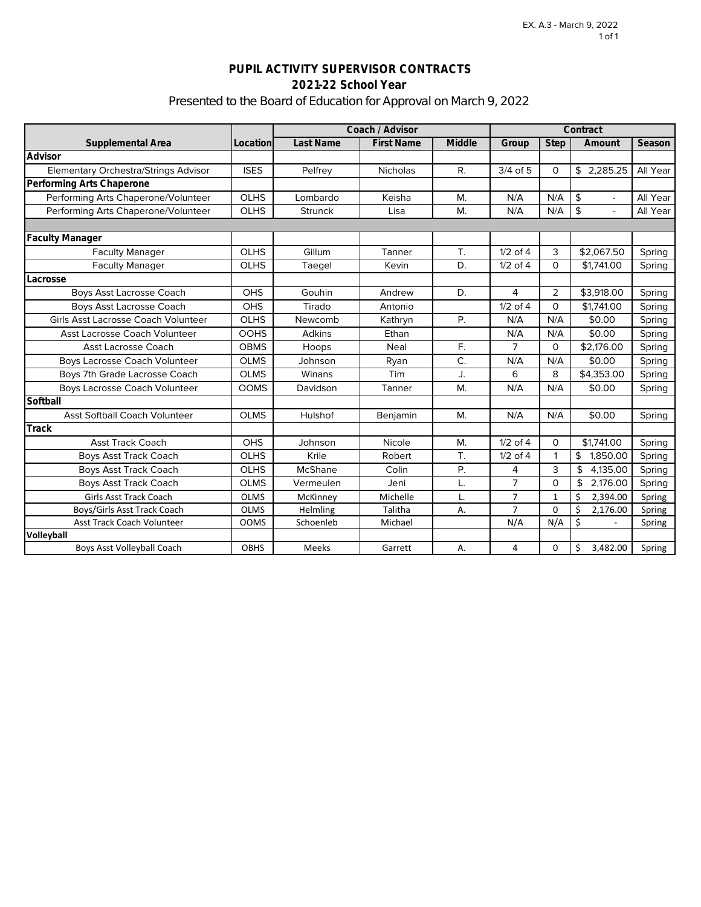# PUPIL ACTIVITY SUPERVISOR CONTRACTS

## 2021-22 School Year

Presented to the Board of Education for Approval on March 9, 2022

| | | Coach / Advisor | | | Contract | | | |
|---|---|---|---|---|---|---|---|---|
| **Supplemental Area** | **Location** | **Last Name** | **First Name** | **Middle** | **Group** | **Step** | **Amount** | **Season** |
| **Advisor** | | | | | | | | |
| Elementary Orchestra/Strings Advisor | ISES | Pelfrey | Nicholas | R. | 3/4 of 5 | 0 | $ 2,285.25 | All Year |
| **Performing Arts Chaperone** | | | | | | | | |
| Performing Arts Chaperone/Volunteer | OLHS | Lombardo | Keisha | M. | N/A | N/A | $ - | All Year |
| Performing Arts Chaperone/Volunteer | OLHS | Strunck | Lisa | M. | N/A | N/A | $ - | All Year |
| | | | | | | | | |
| **Faculty Manager** | | | | | | | | |
| Faculty Manager | OLHS | Gillum | Tanner | T. | 1/2 of 4 | 3 | $2,067.50 | Spring |
| Faculty Manager | OLHS | Taegel | Kevin | D. | 1/2 of 4 | 0 | $1,741.00 | Spring |
| **Lacrosse** | | | | | | | | |
| Boys Asst Lacrosse Coach | OHS | Gouhin | Andrew | D. | 4 | 2 | $3,918.00 | Spring |
| Boys Asst Lacrosse Coach | OHS | Tirado | Antonio | | 1/2 of 4 | 0 | $1,741.00 | Spring |
| Girls Asst Lacrosse Coach Volunteer | OLHS | Newcomb | Kathryn | P. | N/A | N/A | $0.00 | Spring |
| Asst Lacrosse Coach Volunteer | OOHS | Adkins | Ethan | | N/A | N/A | $0.00 | Spring |
| Asst Lacrosse Coach | OBMS | Hoops | Neal | F. | 7 | 0 | $2,176.00 | Spring |
| Boys Lacrosse Coach Volunteer | OLMS | Johnson | Ryan | C. | N/A | N/A | $0.00 | Spring |
| Boys 7th Grade Lacrosse Coach | OLMS | Winans | Tim | J. | 6 | 8 | $4,353.00 | Spring |
| Boys Lacrosse Coach Volunteer | OOMS | Davidson | Tanner | M. | N/A | N/A | $0.00 | Spring |
| **Softball** | | | | | | | | |
| Asst Softball Coach Volunteer | OLMS | Hulshof | Benjamin | M. | N/A | N/A | $0.00 | Spring |
| **Track** | | | | | | | | |
| Asst Track Coach | OHS | Johnson | Nicole | M. | 1/2 of 4 | 0 | $1,741.00 | Spring |
| Boys Asst Track Coach | OLHS | Krile | Robert | T. | 1/2 of 4 | 1 | $ 1,850.00 | Spring |
| Boys Asst Track Coach | OLHS | McShane | Colin | P. | 4 | 3 | $ 4,135.00 | Spring |
| Boys Asst Track Coach | OLMS | Vermeulen | Jeni | L. | 7 | 0 | $ 2,176.00 | Spring |
| Girls Asst Track Coach | OLMS | McKinney | Michelle | L. | 7 | 1 | $ 2,394.00 | Spring |
| Boys/Girls Asst Track Coach | OLMS | Helmling | Talitha | A. | 7 | 0 | $ 2,176.00 | Spring |
| Asst Track Coach Volunteer | OOMS | Schoenleb | Michael | | N/A | N/A | $ - | Spring |
| **Volleyball** | | | | | | | | |
| Boys Asst Volleyball Coach | OBHS | Meeks | Garrett | A. | 4 | 0 | $ 3,482.00 | Spring |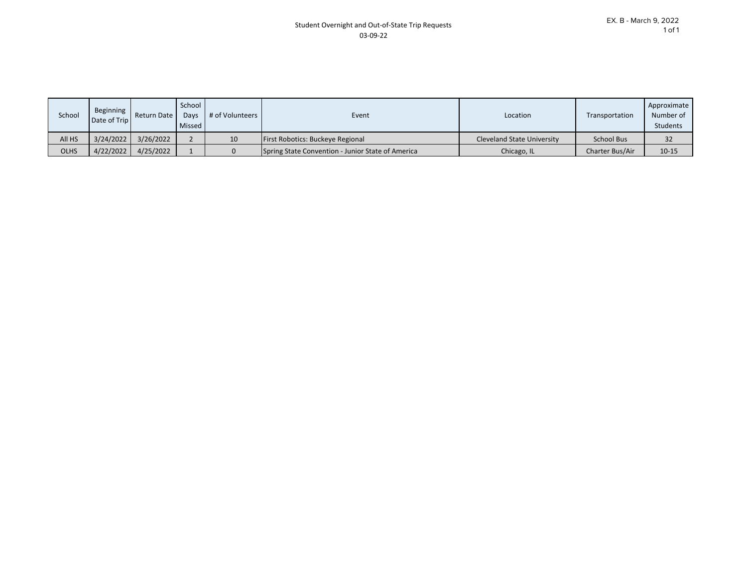Student Overnight and Out-of-State Trip Requests
03-09-22

EX. B - March 9, 2022

| School | Beginning Date of Trip | Return Date | School Days Missed | # of Volunteers | Event | Location | Transportation | Approximate Number of Students |
|---|---|---|---|---|---|---|---|---|
| All HS | 3/24/2022 | 3/26/2022 | 2 | 10 | First Robotics: Buckeye Regional | Cleveland State University | School Bus | 32 |
| OLHS | 4/22/2022 | 4/25/2022 | 1 | 0 | Spring State Convention - Junior State of America | Chicago, IL | Charter Bus/Air | 10-15 |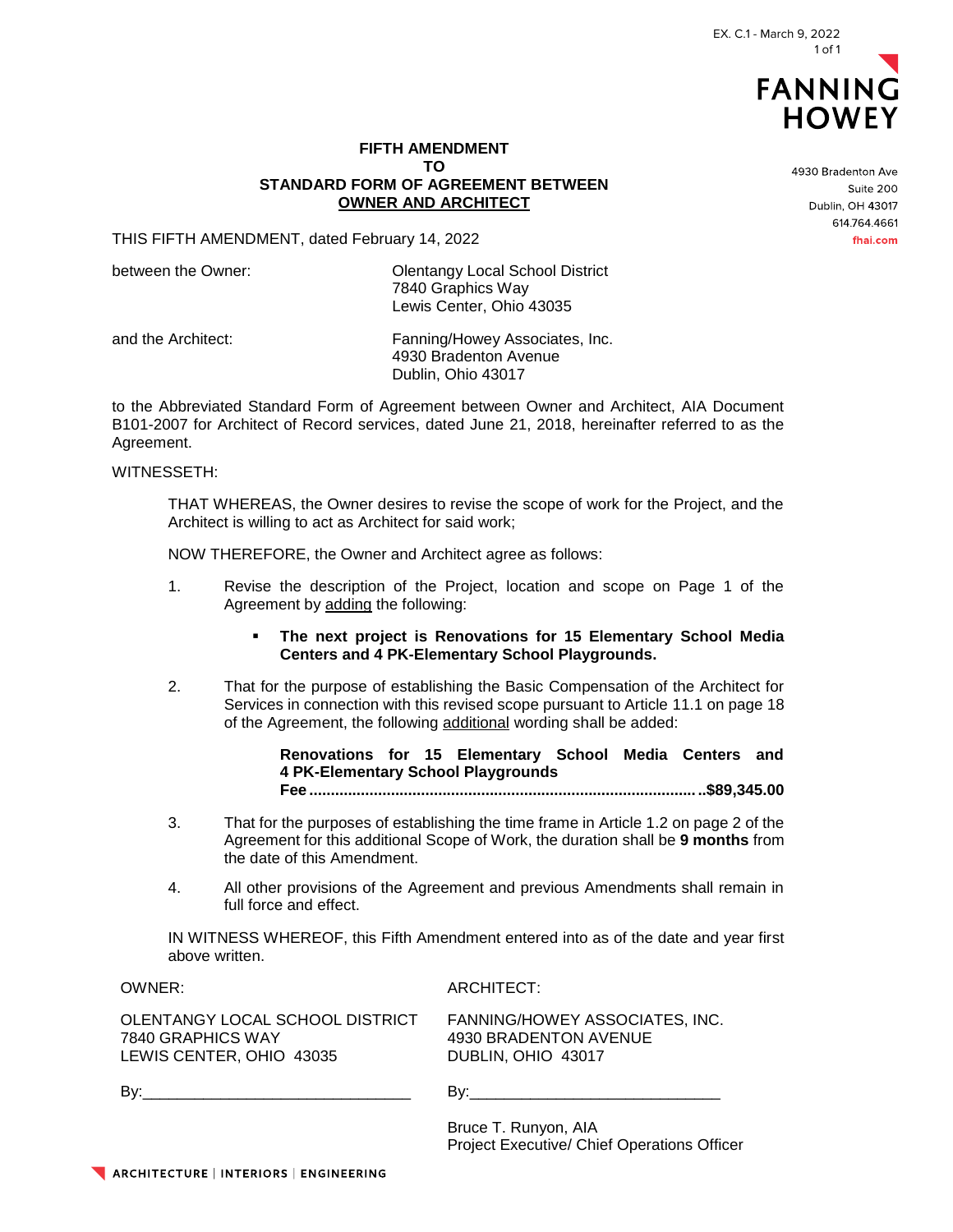EX. C.1 - March 9, 2022

FANNING HOWEY

4930 Bradenton Ave
Suite 200
Dublin, OH 43017
614.764.4661
fhai.com

**FIFTH AMENDMENT**
**TO**
**STANDARD FORM OF AGREEMENT BETWEEN**
**OWNER AND ARCHITECT**

THIS FIFTH AMENDMENT, dated February 14, 2022

between the Owner: Olentangy Local School District
7840 Graphics Way
Lewis Center, Ohio 43035

and the Architect: Fanning/Howey Associates, Inc.
4930 Bradenton Avenue
Dublin, Ohio 43017

to the Abbreviated Standard Form of Agreement between Owner and Architect, AIA Document B101-2007 for Architect of Record services, dated June 21, 2018, hereinafter referred to as the Agreement.

WITNESSETH:

THAT WHEREAS, the Owner desires to revise the scope of work for the Project, and the Architect is willing to act as Architect for said work;

NOW THEREFORE, the Owner and Architect agree as follows:

1. Revise the description of the Project, location and scope on Page 1 of the Agreement by adding the following:

   - **The next project is Renovations for 15 Elementary School Media Centers and 4 PK-Elementary School Playgrounds.**

2. That for the purpose of establishing the Basic Compensation of the Architect for Services in connection with this revised scope pursuant to Article 11.1 on page 18 of the Agreement, the following additional wording shall be added:

   **Renovations for 15 Elementary School Media Centers and 4 PK-Elementary School Playgrounds**
   **Fee ..........................................................................................$89,345.00**

3. That for the purposes of establishing the time frame in Article 1.2 on page 2 of the Agreement for this additional Scope of Work, the duration shall be **9 months** from the date of this Amendment.

4. All other provisions of the Agreement and previous Amendments shall remain in full force and effect.

IN WITNESS WHEREOF, this Fifth Amendment entered into as of the date and year first above written.

| OWNER: | ARCHITECT: |
|---|---|
| OLENTANGY LOCAL SCHOOL DISTRICT<br>7840 GRAPHICS WAY<br>LEWIS CENTER, OHIO 43035 | FANNING/HOWEY ASSOCIATES, INC.<br>4930 BRADENTON AVENUE<br>DUBLIN, OHIO 43017 |
| By:______________________________ | By:____________________________ |
| | Bruce T. Runyon, AIA<br>Project Executive/ Chief Operations Officer |

ARCHITECTURE | INTERIORS | ENGINEERING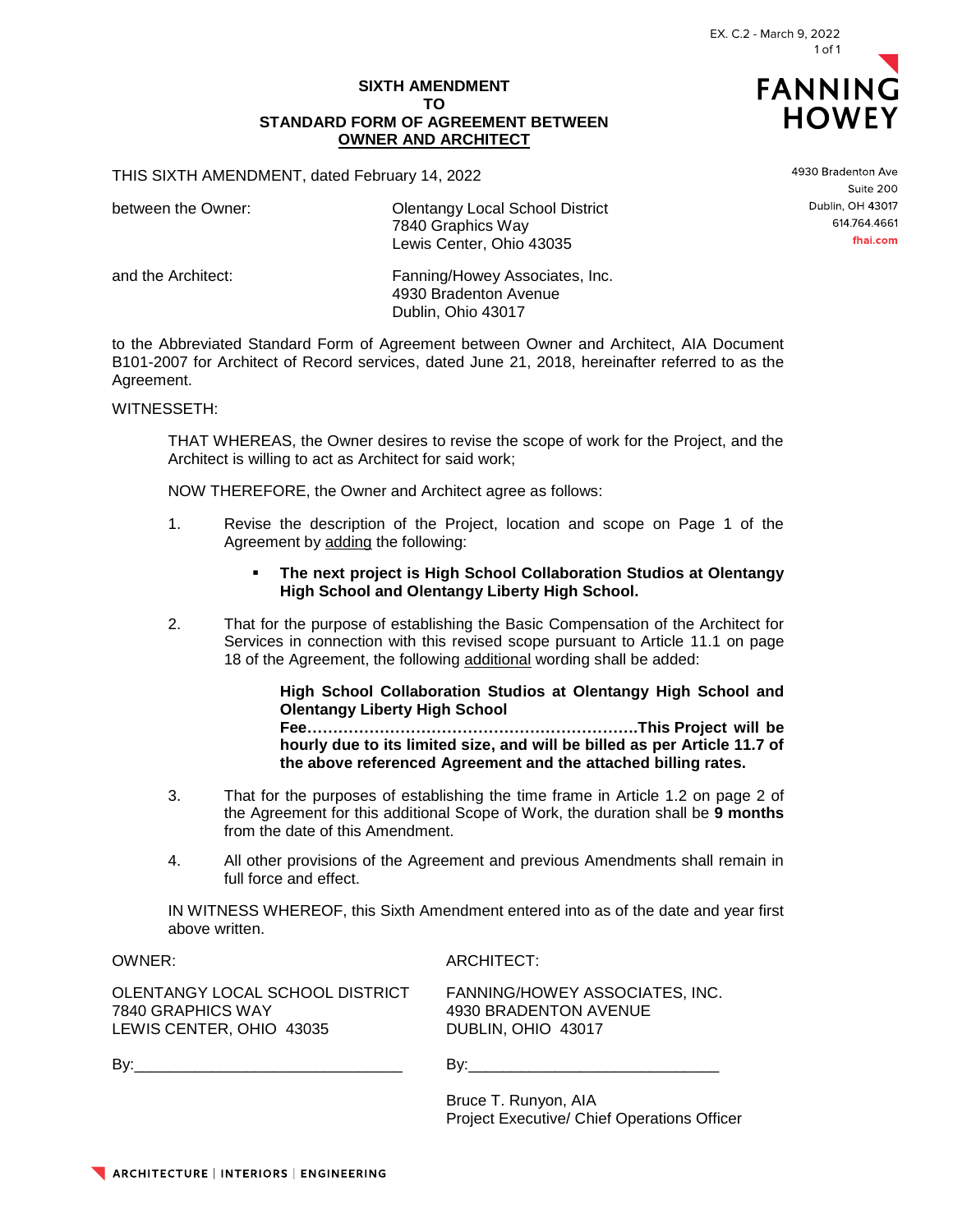EX. C.2 - March 9, 2022

**FANNING HOWEY**

4930 Bradenton Ave
Suite 200
Dublin, OH 43017
614.764.4661
fhai.com

**SIXTH AMENDMENT**
**TO**
**STANDARD FORM OF AGREEMENT BETWEEN**
**OWNER AND ARCHITECT**

THIS SIXTH AMENDMENT, dated February 14, 2022

between the Owner: Olentangy Local School District
7840 Graphics Way
Lewis Center, Ohio 43035

and the Architect: Fanning/Howey Associates, Inc.
4930 Bradenton Avenue
Dublin, Ohio 43017

to the Abbreviated Standard Form of Agreement between Owner and Architect, AIA Document B101-2007 for Architect of Record services, dated June 21, 2018, hereinafter referred to as the Agreement.

WITNESSETH:

THAT WHEREAS, the Owner desires to revise the scope of work for the Project, and the Architect is willing to act as Architect for said work;

NOW THEREFORE, the Owner and Architect agree as follows:

1. Revise the description of the Project, location and scope on Page 1 of the Agreement by adding the following:

   - **The next project is High School Collaboration Studios at Olentangy High School and Olentangy Liberty High School.**

2. That for the purpose of establishing the Basic Compensation of the Architect for Services in connection with this revised scope pursuant to Article 11.1 on page 18 of the Agreement, the following additional wording shall be added:

   **High School Collaboration Studios at Olentangy High School and Olentangy Liberty High School**
   **Fee……………………………………………………….This Project will be hourly due to its limited size, and will be billed as per Article 11.7 of the above referenced Agreement and the attached billing rates.**

3. That for the purposes of establishing the time frame in Article 1.2 on page 2 of the Agreement for this additional Scope of Work, the duration shall be **9 months** from the date of this Amendment.

4. All other provisions of the Agreement and previous Amendments shall remain in full force and effect.

IN WITNESS WHEREOF, this Sixth Amendment entered into as of the date and year first above written.

OWNER:

OLENTANGY LOCAL SCHOOL DISTRICT
7840 GRAPHICS WAY
LEWIS CENTER, OHIO 43035

By:_______________________________

ARCHITECT:

FANNING/HOWEY ASSOCIATES, INC.
4930 BRADENTON AVENUE
DUBLIN, OHIO 43017

By:_____________________________

Bruce T. Runyon, AIA
Project Executive/ Chief Operations Officer

ARCHITECTURE | INTERIORS | ENGINEERING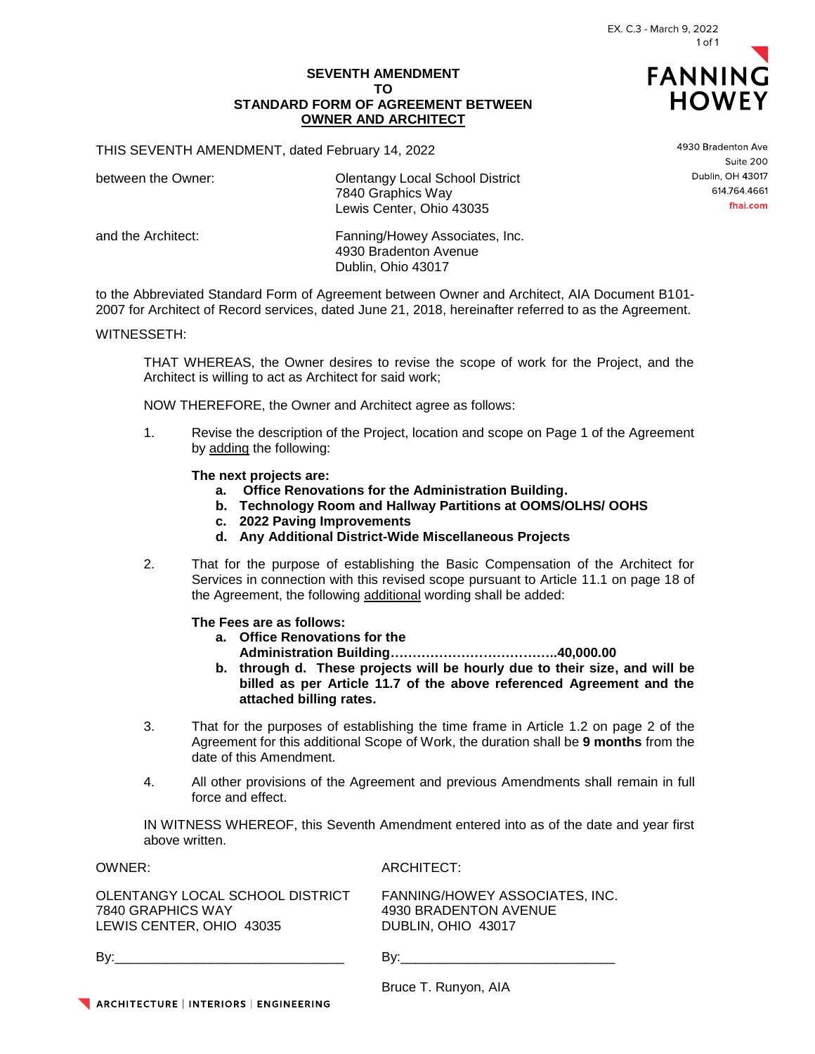EX. C.3 - March 9, 2022

**FANNING HOWEY**

4930 Bradenton Ave
Suite 200
Dublin, OH 43017
614.764.4661
fhai.com

# SEVENTH AMENDMENT TO STANDARD FORM OF AGREEMENT BETWEEN OWNER AND ARCHITECT

THIS SEVENTH AMENDMENT, dated February 14, 2022

between the Owner: Olentangy Local School District
7840 Graphics Way
Lewis Center, Ohio 43035

and the Architect: Fanning/Howey Associates, Inc.
4930 Bradenton Avenue
Dublin, Ohio 43017

to the Abbreviated Standard Form of Agreement between Owner and Architect, AIA Document B101-2007 for Architect of Record services, dated June 21, 2018, hereinafter referred to as the Agreement.

WITNESSETH:

THAT WHEREAS, the Owner desires to revise the scope of work for the Project, and the Architect is willing to act as Architect for said work;

NOW THEREFORE, the Owner and Architect agree as follows:

1. Revise the description of the Project, location and scope on Page 1 of the Agreement by adding the following:

   **The next projects are:**
   - **a. Office Renovations for the Administration Building.**
   - **b. Technology Room and Hallway Partitions at OOMS/OLHS/ OOHS**
   - **c. 2022 Paving Improvements**
   - **d. Any Additional District-Wide Miscellaneous Projects**

2. That for the purpose of establishing the Basic Compensation of the Architect for Services in connection with this revised scope pursuant to Article 11.1 on page 18 of the Agreement, the following additional wording shall be added:

   **The Fees are as follows:**
   - **a. Office Renovations for the Administration Building……………………………….40,000.00**
   - **b. through d. These projects will be hourly due to their size, and will be billed as per Article 11.7 of the above referenced Agreement and the attached billing rates.**

3. That for the purposes of establishing the time frame in Article 1.2 on page 2 of the Agreement for this additional Scope of Work, the duration shall be **9 months** from the date of this Amendment.

4. All other provisions of the Agreement and previous Amendments shall remain in full force and effect.

IN WITNESS WHEREOF, this Seventh Amendment entered into as of the date and year first above written.

| OWNER: | ARCHITECT: |
|---|---|
| OLENTANGY LOCAL SCHOOL DISTRICT<br>7840 GRAPHICS WAY<br>LEWIS CENTER, OHIO 43035 | FANNING/HOWEY ASSOCIATES, INC.<br>4930 BRADENTON AVENUE<br>DUBLIN, OHIO 43017 |
| By:______________________________ | By:____________________________ |
| | Bruce T. Runyon, AIA |

ARCHITECTURE | INTERIORS | ENGINEERING